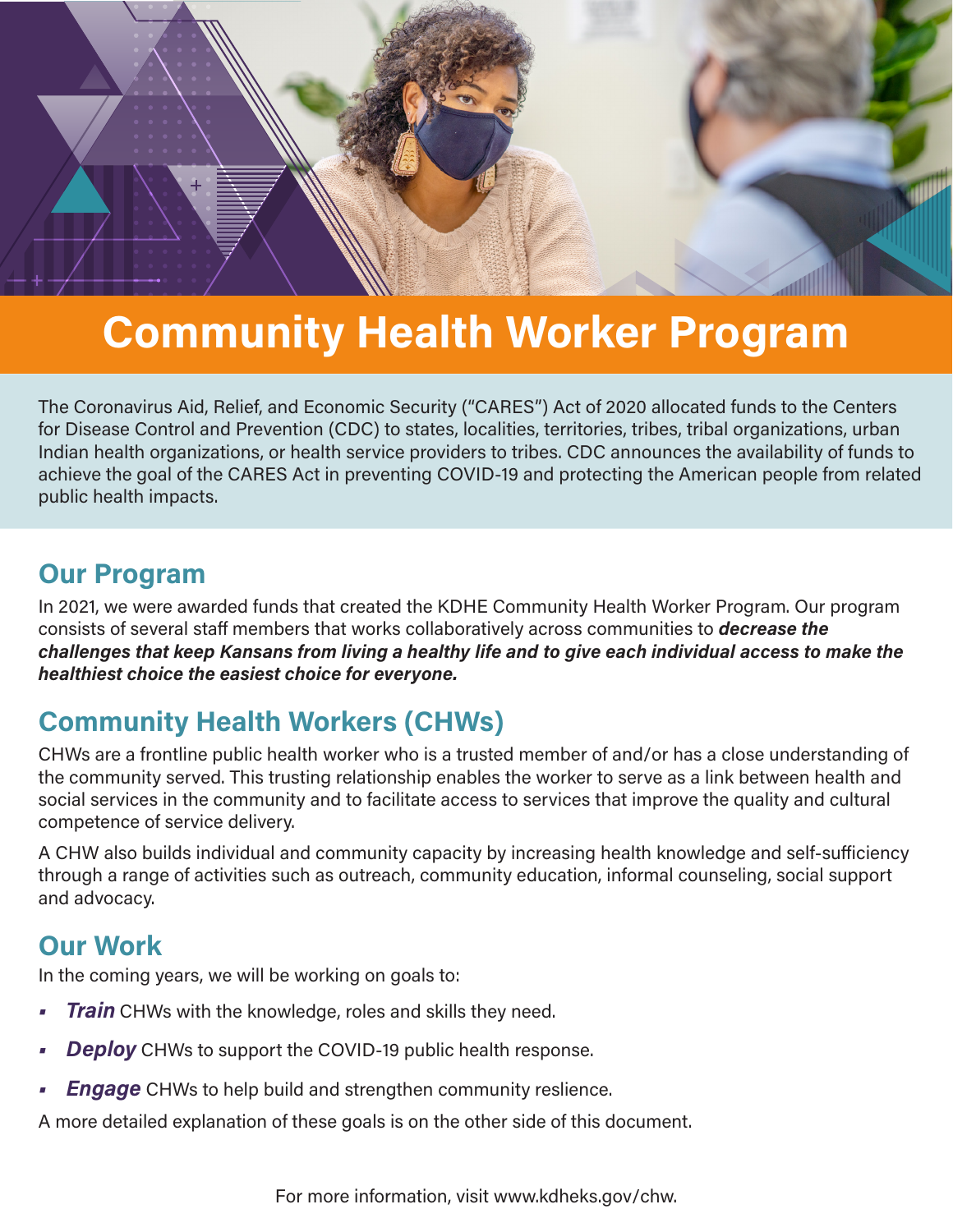# Community Health Worker Program

The Coronavirus Aid, Relief, and Economic Security ("CARES") Act of 2020 allocated funds to the Centers for Disease Control and Prevention (CDC) to states, localities, territories, tribes, tribal organizations, urban Indian health organizations, or health service providers to tribes. CDC announces the availability of funds to achieve the goal of the CARES Act in preventing COVID-19 and protecting the American people from related public health impacts.

## Our Program

In 2021, we were awarded funds that created the KDHE Community Health Worker Program. Our program consists of several staff members that works collaboratively across communities to ***decrease the challenges that keep Kansans from living a healthy life and to give each individual access to make the healthiest choice the easiest choice for everyone.***

## Community Health Workers (CHWs)

CHWs are a frontline public health worker who is a trusted member of and/or has a close understanding of the community served. This trusting relationship enables the worker to serve as a link between health and social services in the community and to facilitate access to services that improve the quality and cultural competence of service delivery.

A CHW also builds individual and community capacity by increasing health knowledge and self-sufficiency through a range of activities such as outreach, community education, informal counseling, social support and advocacy.

## Our Work

In the coming years, we will be working on goals to:

- ***Train*** CHWs with the knowledge, roles and skills they need.
- ***Deploy*** CHWs to support the COVID-19 public health response.
- ***Engage*** CHWs to help build and strengthen community reslience.

A more detailed explanation of these goals is on the other side of this document.

For more information, visit www.kdheks.gov/chw.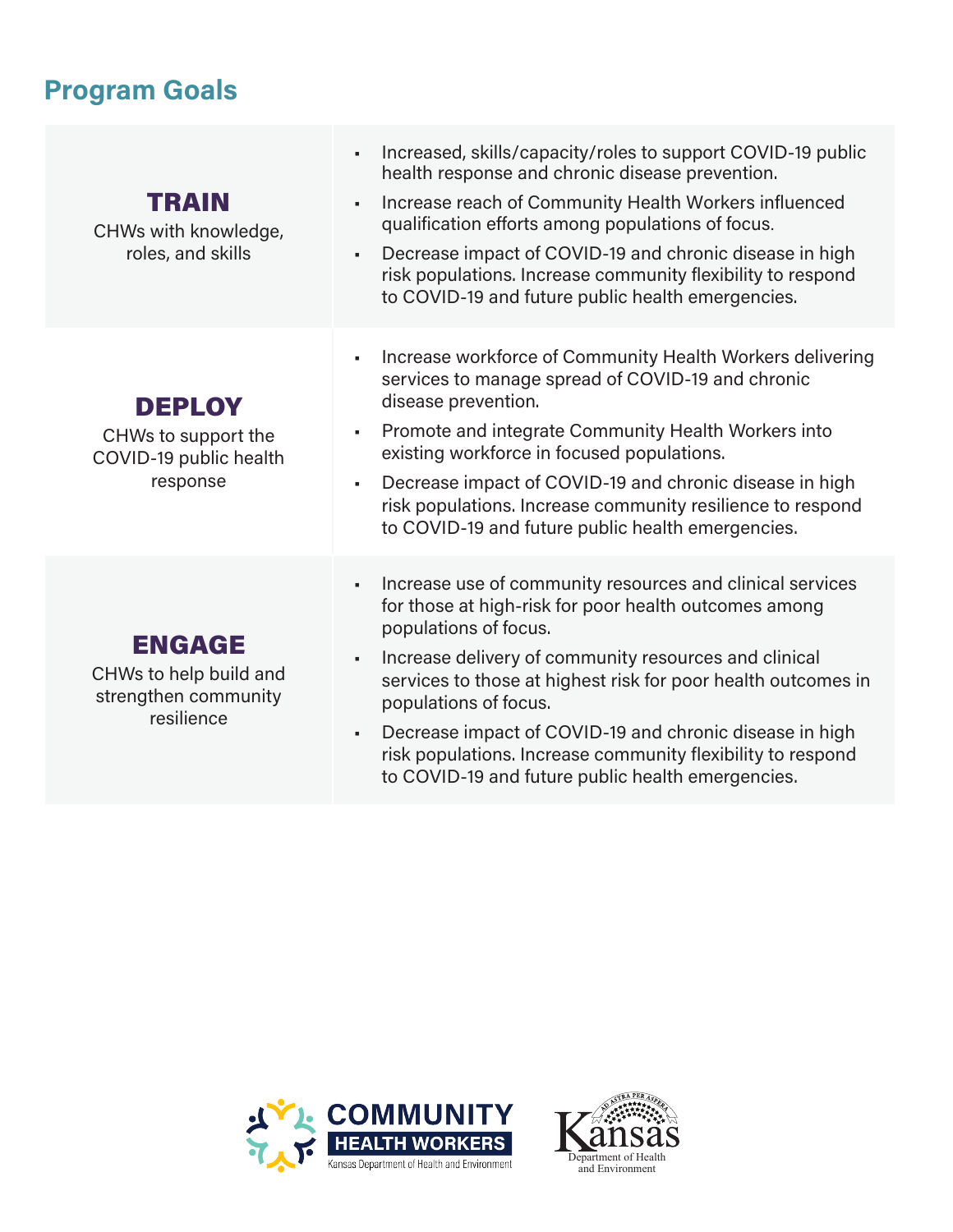## Program Goals

| | |
|---|---|
| **TRAIN**<br>CHWs with knowledge, roles, and skills | ▪ Increased, skills/capacity/roles to support COVID-19 public health response and chronic disease prevention.<br>▪ Increase reach of Community Health Workers influenced qualification efforts among populations of focus.<br>▪ Decrease impact of COVID-19 and chronic disease in high risk populations. Increase community flexibility to respond to COVID-19 and future public health emergencies. |
| **DEPLOY**<br>CHWs to support the COVID-19 public health response | ▪ Increase workforce of Community Health Workers delivering services to manage spread of COVID-19 and chronic disease prevention.<br>▪ Promote and integrate Community Health Workers into existing workforce in focused populations.<br>▪ Decrease impact of COVID-19 and chronic disease in high risk populations. Increase community resilience to respond to COVID-19 and future public health emergencies. |
| **ENGAGE**<br>CHWs to help build and strengthen community resilience | ▪ Increase use of community resources and clinical services for those at high-risk for poor health outcomes among populations of focus.<br>▪ Increase delivery of community resources and clinical services to those at highest risk for poor health outcomes in populations of focus.<br>▪ Decrease impact of COVID-19 and chronic disease in high risk populations. Increase community flexibility to respond to COVID-19 and future public health emergencies. |

COMMUNITY HEALTH WORKERS
Kansas Department of Health and Environment

Kansas Department of Health and Environment